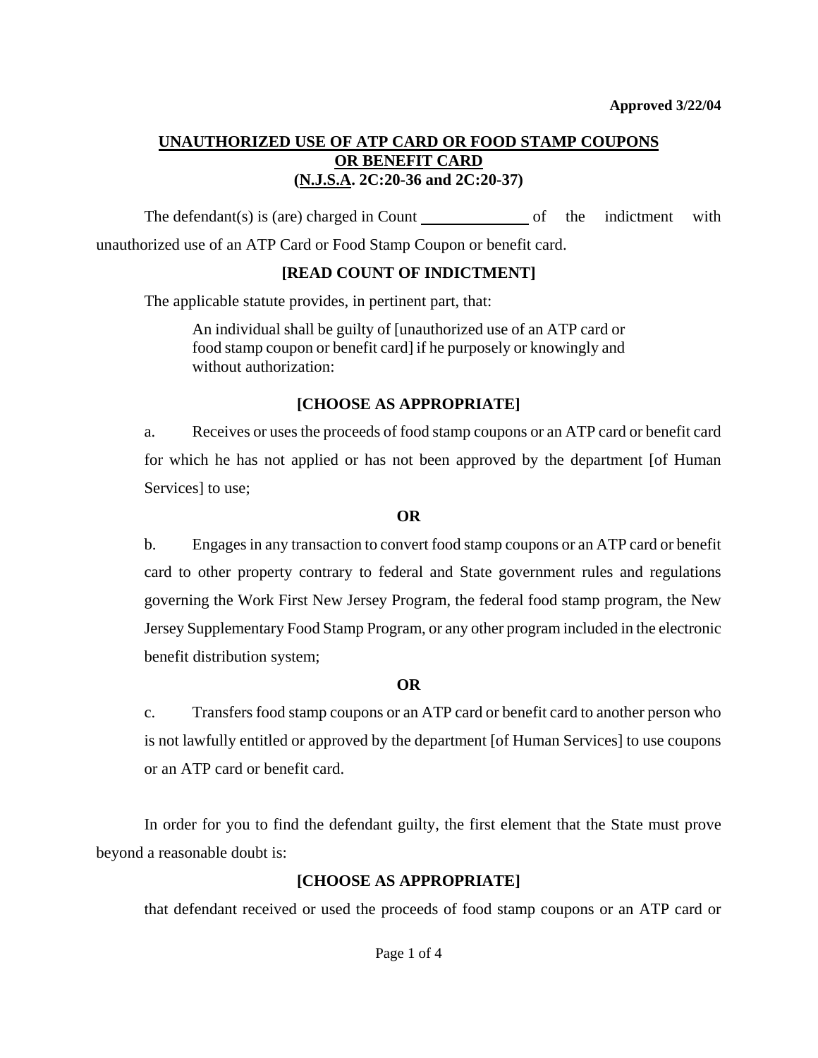Approved 3/22/04

# UNAUTHORIZED USE OF ATP CARD OR FOOD STAMP COUPONS OR BENEFIT CARD
## (N.J.S.A. 2C:20-36 and 2C:20-37)

The defendant(s) is (are) charged in Count ______________ of the indictment with unauthorized use of an ATP Card or Food Stamp Coupon or benefit card.

**[READ COUNT OF INDICTMENT]**

The applicable statute provides, in pertinent part, that:

> An individual shall be guilty of [unauthorized use of an ATP card or food stamp coupon or benefit card] if he purposely or knowingly and without authorization:

**[CHOOSE AS APPROPRIATE]**

a. Receives or uses the proceeds of food stamp coupons or an ATP card or benefit card for which he has not applied or has not been approved by the department [of Human Services] to use;

**OR**

b. Engages in any transaction to convert food stamp coupons or an ATP card or benefit card to other property contrary to federal and State government rules and regulations governing the Work First New Jersey Program, the federal food stamp program, the New Jersey Supplementary Food Stamp Program, or any other program included in the electronic benefit distribution system;

**OR**

c. Transfers food stamp coupons or an ATP card or benefit card to another person who is not lawfully entitled or approved by the department [of Human Services] to use coupons or an ATP card or benefit card.

In order for you to find the defendant guilty, the first element that the State must prove beyond a reasonable doubt is:

**[CHOOSE AS APPROPRIATE]**

that defendant received or used the proceeds of food stamp coupons or an ATP card or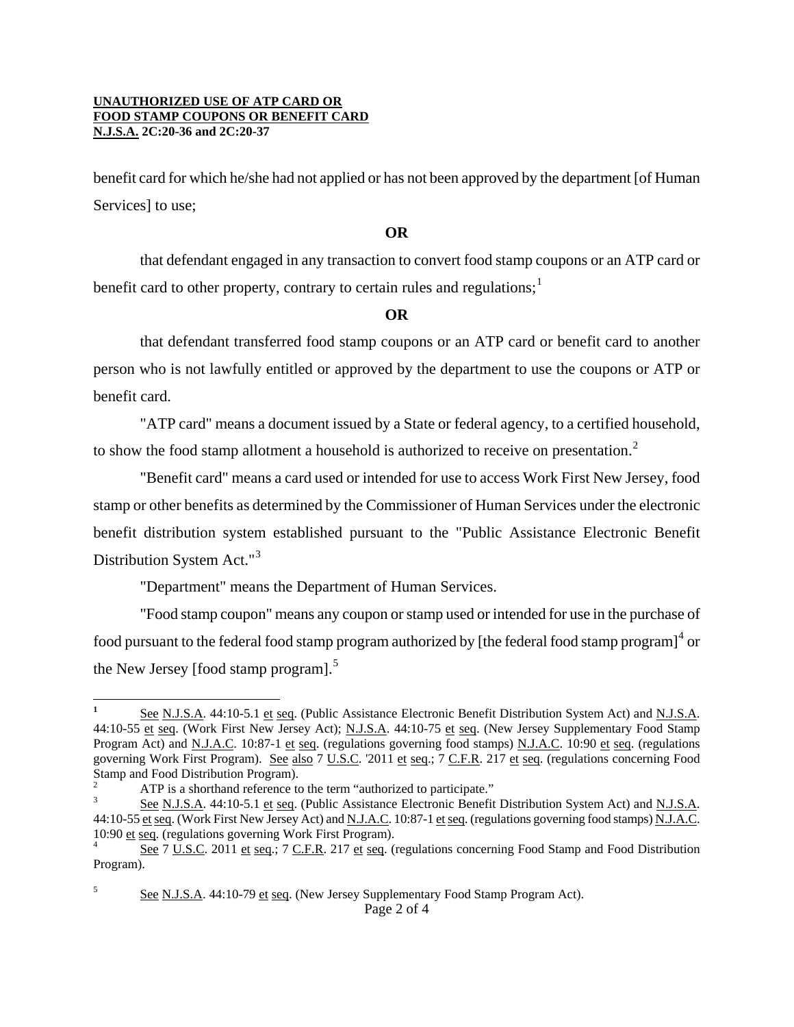benefit card for which he/she had not applied or has not been approved by the department [of Human Services] to use;

**OR**

that defendant engaged in any transaction to convert food stamp coupons or an ATP card or benefit card to other property, contrary to certain rules and regulations;[1]

**OR**

that defendant transferred food stamp coupons or an ATP card or benefit card to another person who is not lawfully entitled or approved by the department to use the coupons or ATP or benefit card.

"ATP card" means a document issued by a State or federal agency, to a certified household, to show the food stamp allotment a household is authorized to receive on presentation.[2]

"Benefit card" means a card used or intended for use to access Work First New Jersey, food stamp or other benefits as determined by the Commissioner of Human Services under the electronic benefit distribution system established pursuant to the "Public Assistance Electronic Benefit Distribution System Act."[3]

"Department" means the Department of Human Services.

"Food stamp coupon" means any coupon or stamp used or intended for use in the purchase of food pursuant to the federal food stamp program authorized by [the federal food stamp program][4] or the New Jersey [food stamp program].[5]

---

[1] See N.J.S.A. 44:10-5.1 et seq. (Public Assistance Electronic Benefit Distribution System Act) and N.J.S.A. 44:10-55 et seq. (Work First New Jersey Act); N.J.S.A. 44:10-75 et seq. (New Jersey Supplementary Food Stamp Program Act) and N.J.A.C. 10:87-1 et seq. (regulations governing food stamps) N.J.A.C. 10:90 et seq. (regulations governing Work First Program). See also 7 U.S.C. '2011 et seq.; 7 C.F.R. 217 et seq. (regulations concerning Food Stamp and Food Distribution Program).

[2] ATP is a shorthand reference to the term "authorized to participate."

[3] See N.J.S.A. 44:10-5.1 et seq. (Public Assistance Electronic Benefit Distribution System Act) and N.J.S.A. 44:10-55 et seq. (Work First New Jersey Act) and N.J.A.C. 10:87-1 et seq. (regulations governing food stamps) N.J.A.C. 10:90 et seq. (regulations governing Work First Program).

[4] See 7 U.S.C. 2011 et seq.; 7 C.F.R. 217 et seq. (regulations concerning Food Stamp and Food Distribution Program).

[5] See N.J.S.A. 44:10-79 et seq. (New Jersey Supplementary Food Stamp Program Act).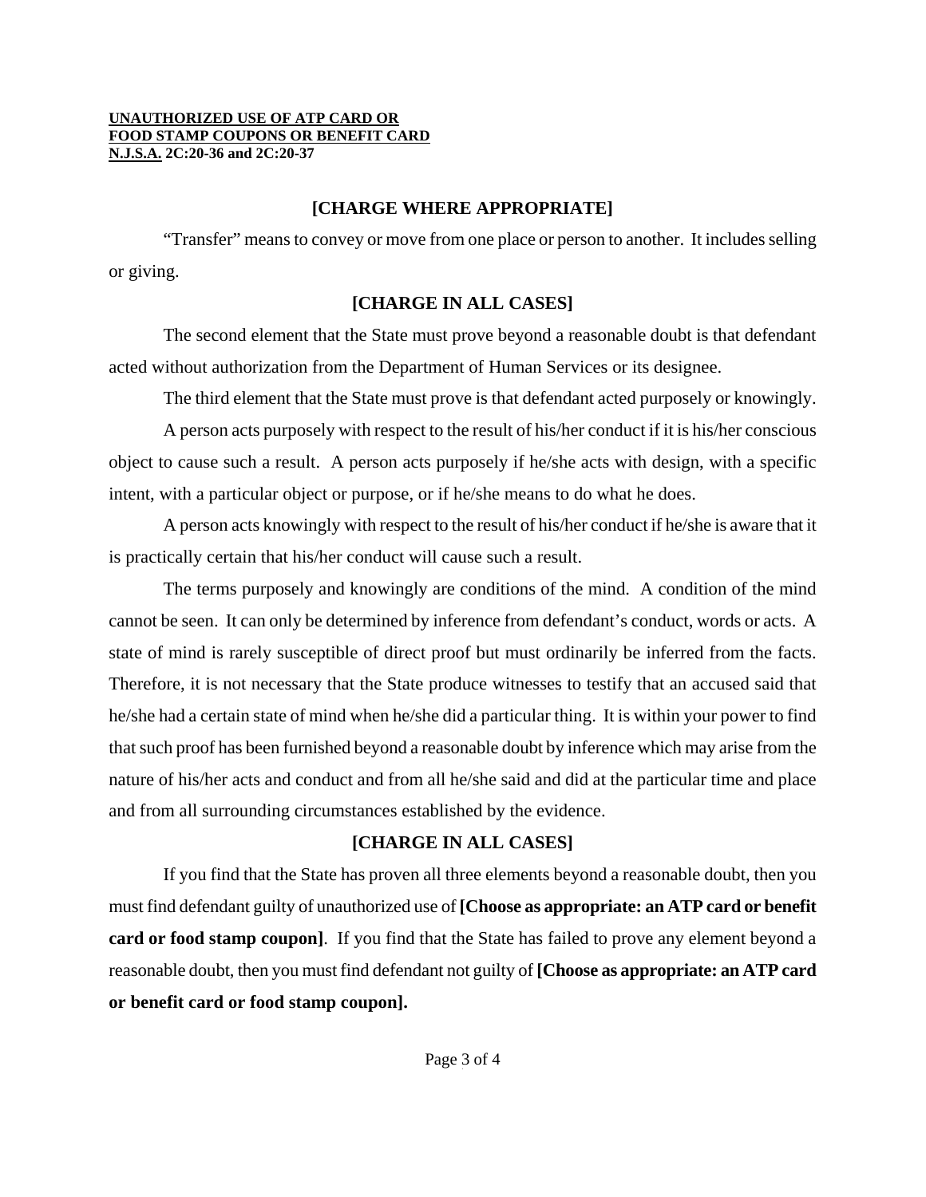**[CHARGE WHERE APPROPRIATE]**

"Transfer" means to convey or move from one place or person to another. It includes selling or giving.

**[CHARGE IN ALL CASES]**

The second element that the State must prove beyond a reasonable doubt is that defendant acted without authorization from the Department of Human Services or its designee.

The third element that the State must prove is that defendant acted purposely or knowingly.

A person acts purposely with respect to the result of his/her conduct if it is his/her conscious object to cause such a result. A person acts purposely if he/she acts with design, with a specific intent, with a particular object or purpose, or if he/she means to do what he does.

A person acts knowingly with respect to the result of his/her conduct if he/she is aware that it is practically certain that his/her conduct will cause such a result.

The terms purposely and knowingly are conditions of the mind. A condition of the mind cannot be seen. It can only be determined by inference from defendant's conduct, words or acts. A state of mind is rarely susceptible of direct proof but must ordinarily be inferred from the facts. Therefore, it is not necessary that the State produce witnesses to testify that an accused said that he/she had a certain state of mind when he/she did a particular thing. It is within your power to find that such proof has been furnished beyond a reasonable doubt by inference which may arise from the nature of his/her acts and conduct and from all he/she said and did at the particular time and place and from all surrounding circumstances established by the evidence.

**[CHARGE IN ALL CASES]**

If you find that the State has proven all three elements beyond a reasonable doubt, then you must find defendant guilty of unauthorized use of **[Choose as appropriate: an ATP card or benefit card or food stamp coupon]**. If you find that the State has failed to prove any element beyond a reasonable doubt, then you must find defendant not guilty of **[Choose as appropriate: an ATP card or benefit card or food stamp coupon].**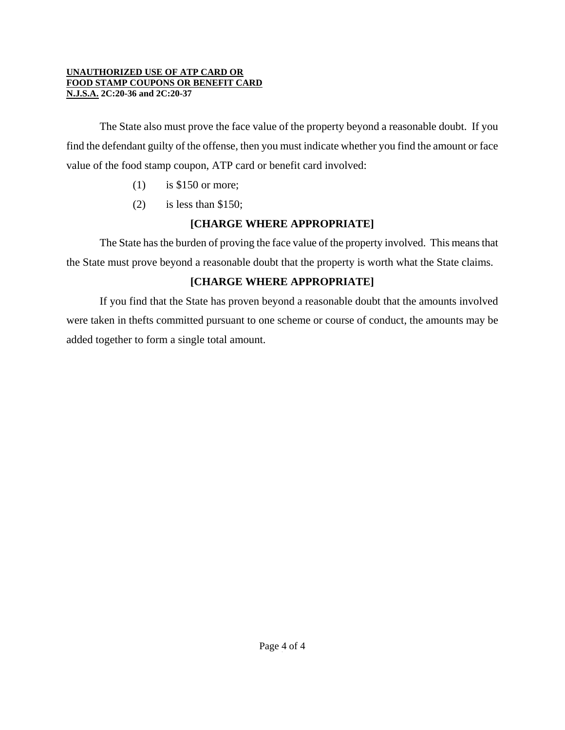The State also must prove the face value of the property beyond a reasonable doubt. If you find the defendant guilty of the offense, then you must indicate whether you find the amount or face value of the food stamp coupon, ATP card or benefit card involved:

(1) is $150 or more;

(2) is less than $150;

**[CHARGE WHERE APPROPRIATE]**

The State has the burden of proving the face value of the property involved. This means that the State must prove beyond a reasonable doubt that the property is worth what the State claims.

**[CHARGE WHERE APPROPRIATE]**

If you find that the State has proven beyond a reasonable doubt that the amounts involved were taken in thefts committed pursuant to one scheme or course of conduct, the amounts may be added together to form a single total amount.